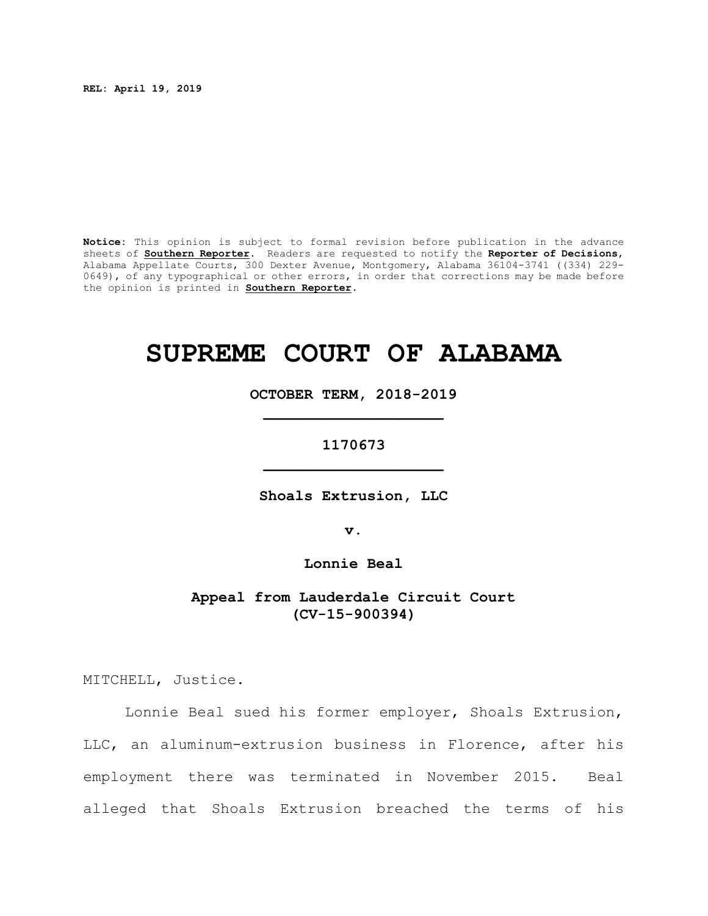**REL: April 19, 2019**

**Notice:** This opinion is subject to formal revision before publication in the advance sheets of **Southern Reporter**. Readers are requested to notify the **Reporter of Decisions**, Alabama Appellate Courts, 300 Dexter Avenue, Montgomery, Alabama 36104-3741 ((334) 229-0649), of any typographical or other errors, in order that corrections may be made before the opinion is printed in **Southern Reporter**.

# SUPREME COURT OF ALABAMA

**OCTOBER TERM, 2018-2019**

**1170673**

**Shoals Extrusion, LLC**

**v.**

**Lonnie Beal**

**Appeal from Lauderdale Circuit Court (CV-15-900394)**

MITCHELL, Justice.

Lonnie Beal sued his former employer, Shoals Extrusion, LLC, an aluminum-extrusion business in Florence, after his employment there was terminated in November 2015. Beal alleged that Shoals Extrusion breached the terms of his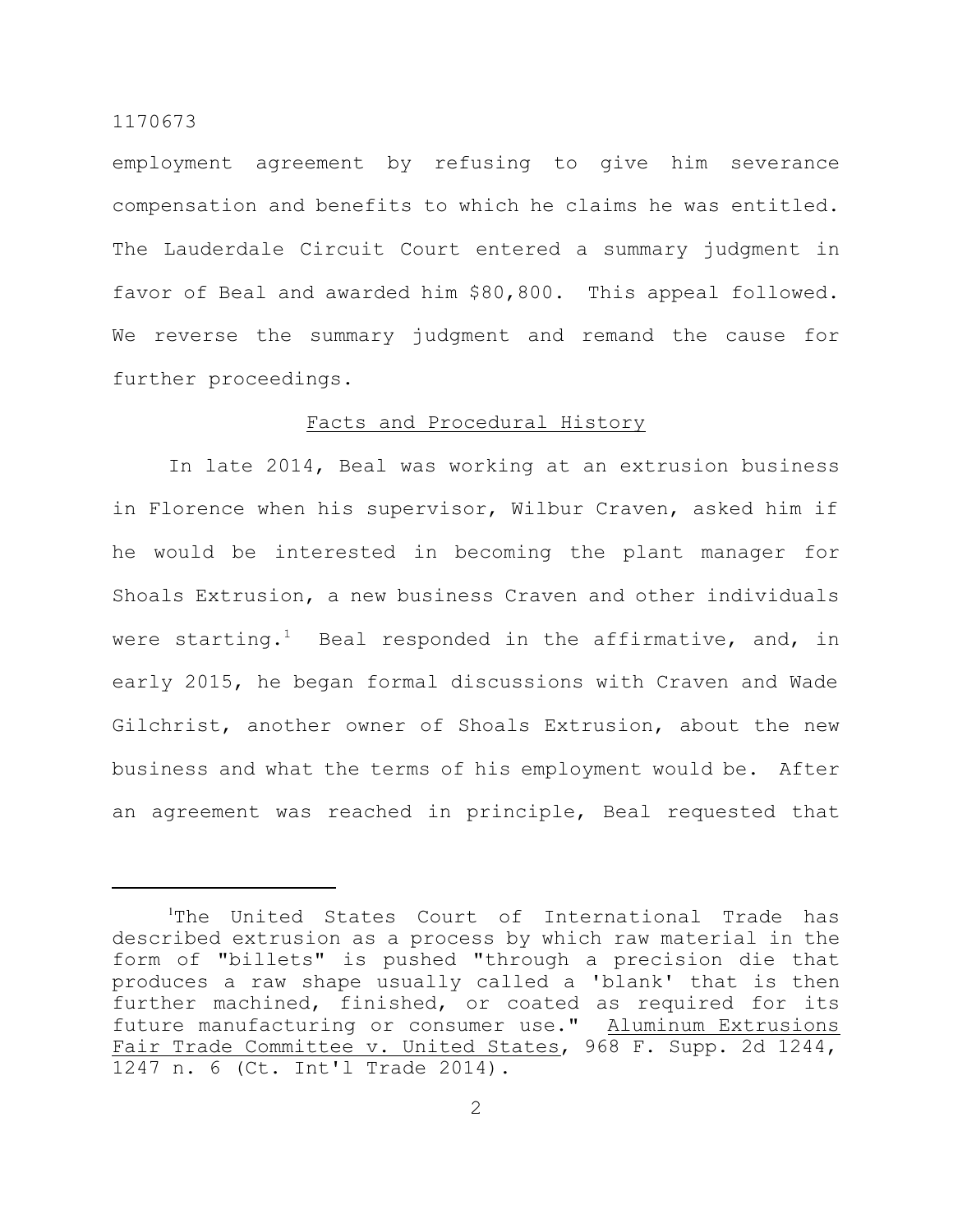employment agreement by refusing to give him severance compensation and benefits to which he claims he was entitled. The Lauderdale Circuit Court entered a summary judgment in favor of Beal and awarded him $80,800. This appeal followed. We reverse the summary judgment and remand the cause for further proceedings.

## Facts and Procedural History

In late 2014, Beal was working at an extrusion business in Florence when his supervisor, Wilbur Craven, asked him if he would be interested in becoming the plant manager for Shoals Extrusion, a new business Craven and other individuals were starting.[1] Beal responded in the affirmative, and, in early 2015, he began formal discussions with Craven and Wade Gilchrist, another owner of Shoals Extrusion, about the new business and what the terms of his employment would be. After an agreement was reached in principle, Beal requested that

---

[1] The United States Court of International Trade has described extrusion as a process by which raw material in the form of "billets" is pushed "through a precision die that produces a raw shape usually called a 'blank' that is then further machined, finished, or coated as required for its future manufacturing or consumer use." Aluminum Extrusions Fair Trade Committee v. United States, 968 F. Supp. 2d 1244, 1247 n. 6 (Ct. Int'l Trade 2014).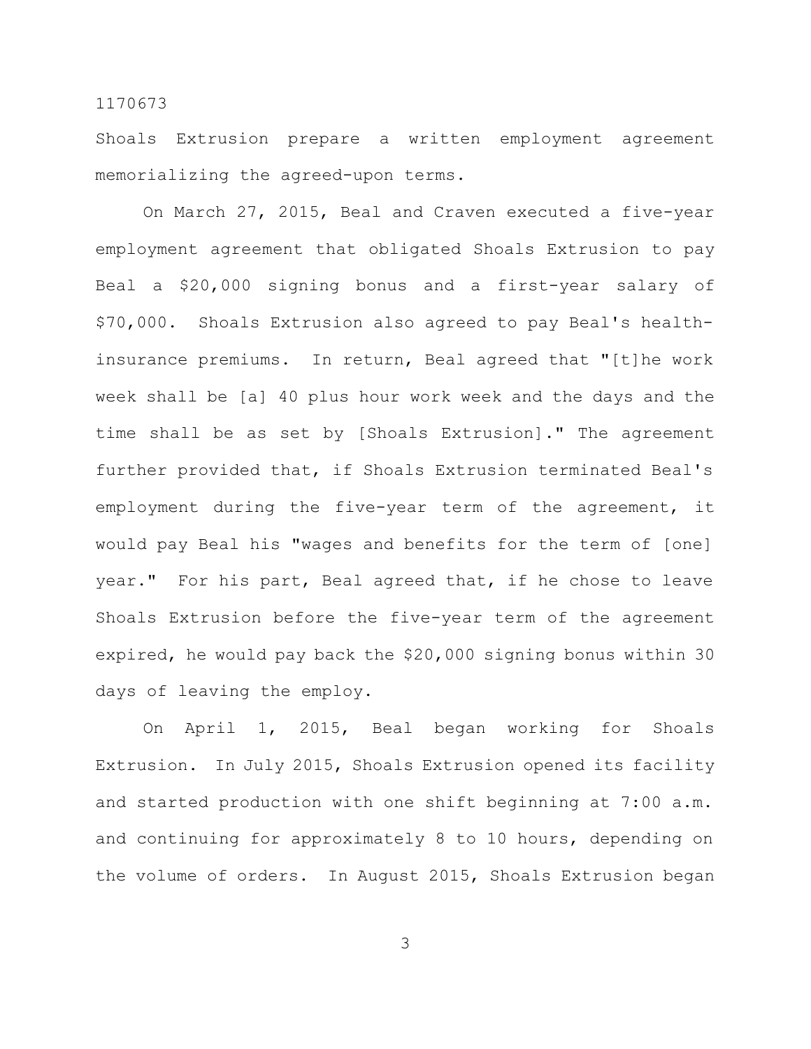Shoals Extrusion prepare a written employment agreement memorializing the agreed-upon terms.

On March 27, 2015, Beal and Craven executed a five-year employment agreement that obligated Shoals Extrusion to pay Beal a $20,000 signing bonus and a first-year salary of $70,000. Shoals Extrusion also agreed to pay Beal's health-insurance premiums. In return, Beal agreed that "[t]he work week shall be [a] 40 plus hour work week and the days and the time shall be as set by [Shoals Extrusion]." The agreement further provided that, if Shoals Extrusion terminated Beal's employment during the five-year term of the agreement, it would pay Beal his "wages and benefits for the term of [one] year." For his part, Beal agreed that, if he chose to leave Shoals Extrusion before the five-year term of the agreement expired, he would pay back the $20,000 signing bonus within 30 days of leaving the employ.

On April 1, 2015, Beal began working for Shoals Extrusion. In July 2015, Shoals Extrusion opened its facility and started production with one shift beginning at 7:00 a.m. and continuing for approximately 8 to 10 hours, depending on the volume of orders. In August 2015, Shoals Extrusion began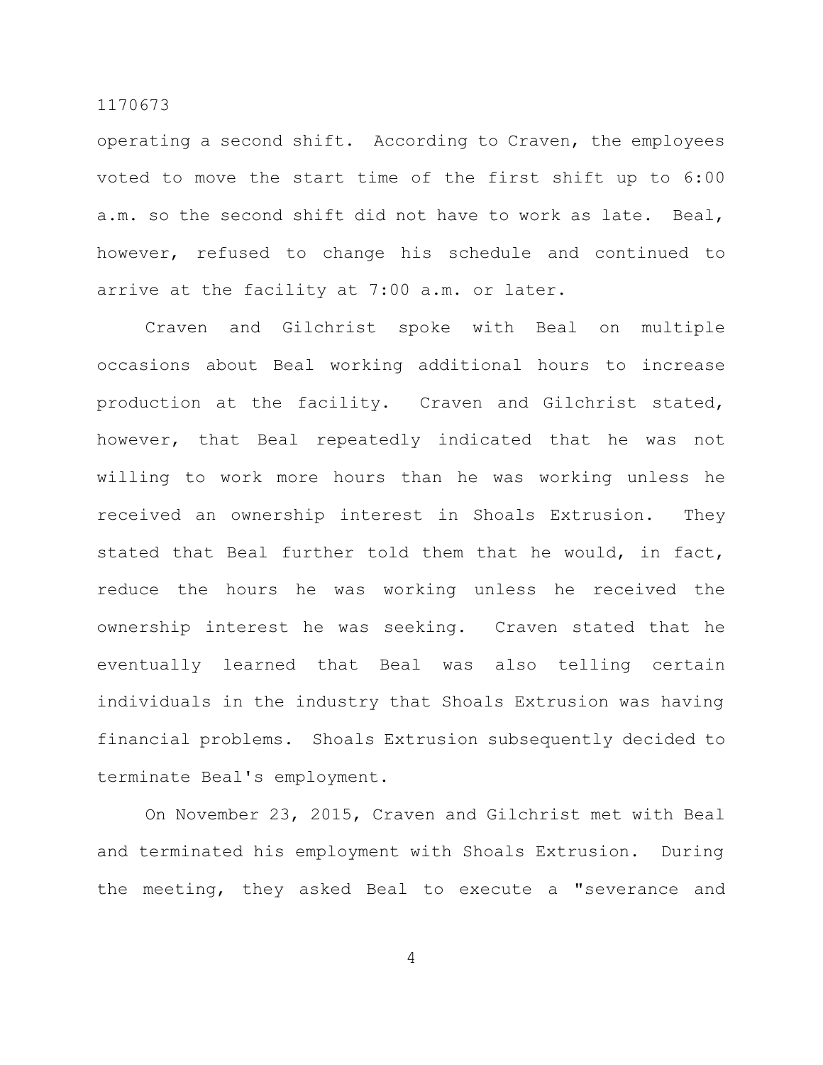operating a second shift. According to Craven, the employees voted to move the start time of the first shift up to 6:00 a.m. so the second shift did not have to work as late. Beal, however, refused to change his schedule and continued to arrive at the facility at 7:00 a.m. or later.

Craven and Gilchrist spoke with Beal on multiple occasions about Beal working additional hours to increase production at the facility. Craven and Gilchrist stated, however, that Beal repeatedly indicated that he was not willing to work more hours than he was working unless he received an ownership interest in Shoals Extrusion. They stated that Beal further told them that he would, in fact, reduce the hours he was working unless he received the ownership interest he was seeking. Craven stated that he eventually learned that Beal was also telling certain individuals in the industry that Shoals Extrusion was having financial problems. Shoals Extrusion subsequently decided to terminate Beal's employment.

On November 23, 2015, Craven and Gilchrist met with Beal and terminated his employment with Shoals Extrusion. During the meeting, they asked Beal to execute a "severance and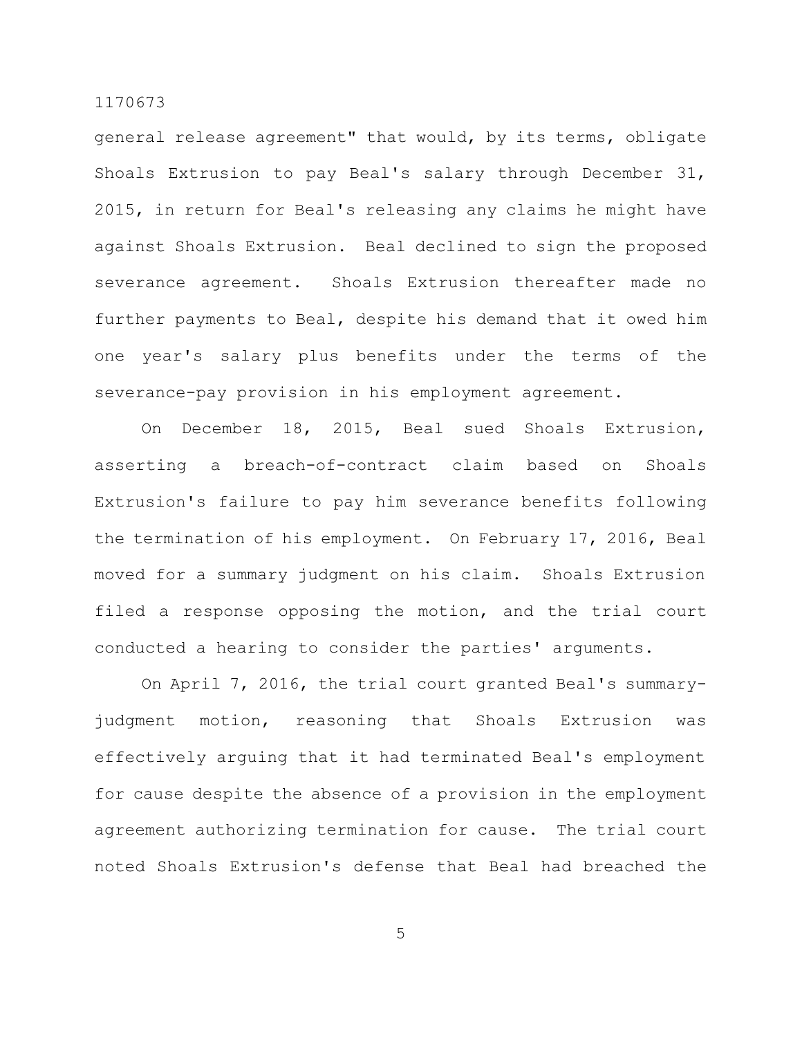general release agreement" that would, by its terms, obligate Shoals Extrusion to pay Beal's salary through December 31, 2015, in return for Beal's releasing any claims he might have against Shoals Extrusion. Beal declined to sign the proposed severance agreement. Shoals Extrusion thereafter made no further payments to Beal, despite his demand that it owed him one year's salary plus benefits under the terms of the severance-pay provision in his employment agreement.

On December 18, 2015, Beal sued Shoals Extrusion, asserting a breach-of-contract claim based on Shoals Extrusion's failure to pay him severance benefits following the termination of his employment. On February 17, 2016, Beal moved for a summary judgment on his claim. Shoals Extrusion filed a response opposing the motion, and the trial court conducted a hearing to consider the parties' arguments.

On April 7, 2016, the trial court granted Beal's summary-judgment motion, reasoning that Shoals Extrusion was effectively arguing that it had terminated Beal's employment for cause despite the absence of a provision in the employment agreement authorizing termination for cause. The trial court noted Shoals Extrusion's defense that Beal had breached the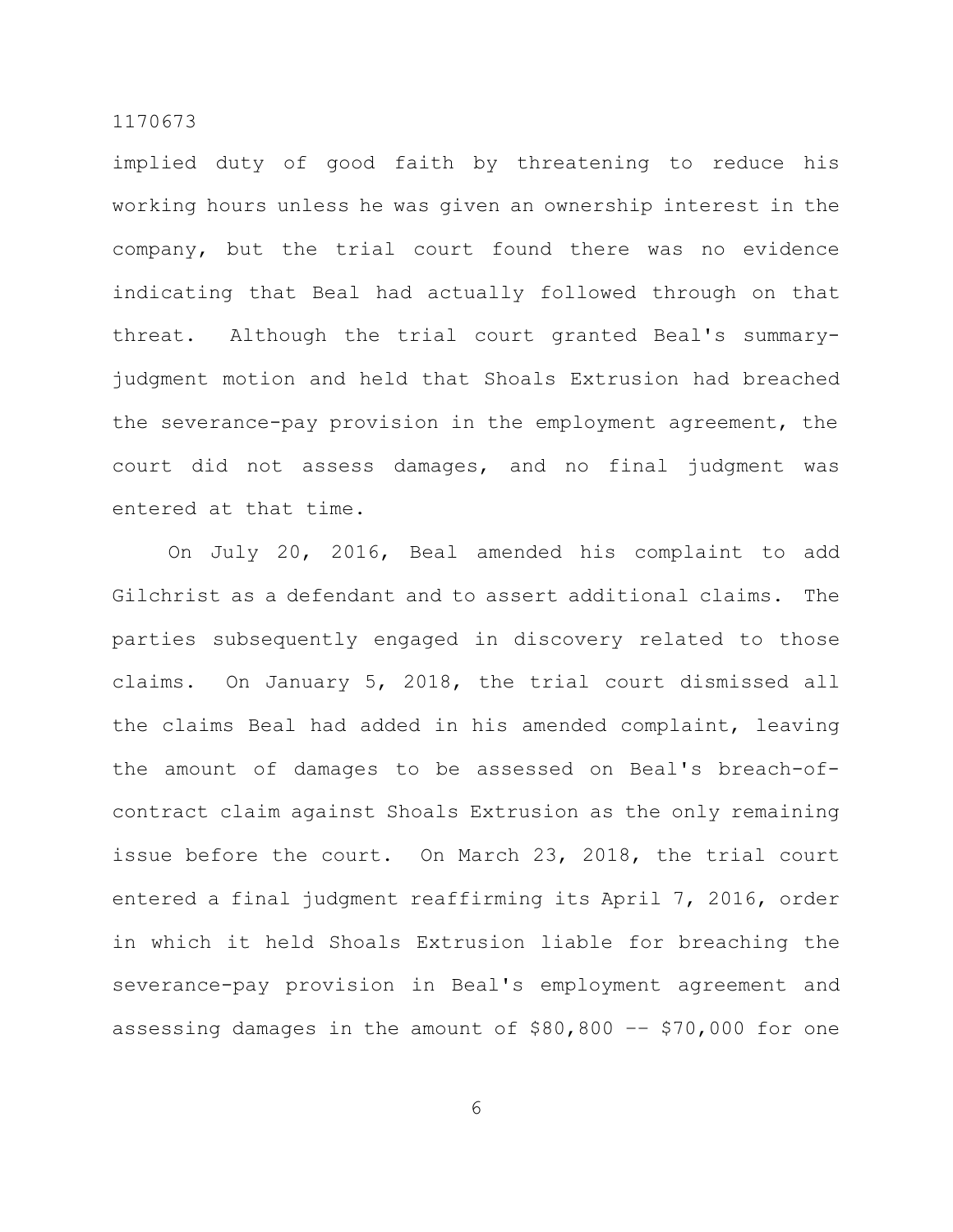implied duty of good faith by threatening to reduce his working hours unless he was given an ownership interest in the company, but the trial court found there was no evidence indicating that Beal had actually followed through on that threat. Although the trial court granted Beal's summary-judgment motion and held that Shoals Extrusion had breached the severance-pay provision in the employment agreement, the court did not assess damages, and no final judgment was entered at that time.

On July 20, 2016, Beal amended his complaint to add Gilchrist as a defendant and to assert additional claims. The parties subsequently engaged in discovery related to those claims. On January 5, 2018, the trial court dismissed all the claims Beal had added in his amended complaint, leaving the amount of damages to be assessed on Beal's breach-of-contract claim against Shoals Extrusion as the only remaining issue before the court. On March 23, 2018, the trial court entered a final judgment reaffirming its April 7, 2016, order in which it held Shoals Extrusion liable for breaching the severance-pay provision in Beal's employment agreement and assessing damages in the amount of $80,800 -- $70,000 for one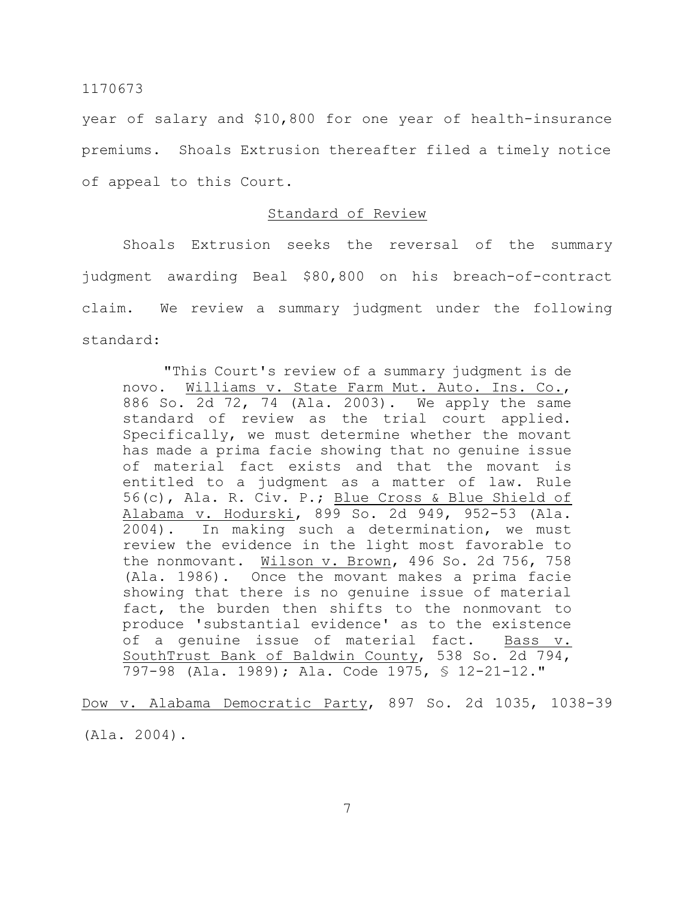year of salary and $10,800 for one year of health-insurance premiums. Shoals Extrusion thereafter filed a timely notice of appeal to this Court.

## Standard of Review

Shoals Extrusion seeks the reversal of the summary judgment awarding Beal $80,800 on his breach-of-contract claim. We review a summary judgment under the following standard:

> "This Court's review of a summary judgment is de novo. Williams v. State Farm Mut. Auto. Ins. Co., 886 So. 2d 72, 74 (Ala. 2003). We apply the same standard of review as the trial court applied. Specifically, we must determine whether the movant has made a prima facie showing that no genuine issue of material fact exists and that the movant is entitled to a judgment as a matter of law. Rule 56(c), Ala. R. Civ. P.; Blue Cross & Blue Shield of Alabama v. Hodurski, 899 So. 2d 949, 952-53 (Ala. 2004). In making such a determination, we must review the evidence in the light most favorable to the nonmovant. Wilson v. Brown, 496 So. 2d 756, 758 (Ala. 1986). Once the movant makes a prima facie showing that there is no genuine issue of material fact, the burden then shifts to the nonmovant to produce 'substantial evidence' as to the existence of a genuine issue of material fact. Bass v. SouthTrust Bank of Baldwin County, 538 So. 2d 794, 797-98 (Ala. 1989); Ala. Code 1975, § 12-21-12."

Dow v. Alabama Democratic Party, 897 So. 2d 1035, 1038-39 (Ala. 2004).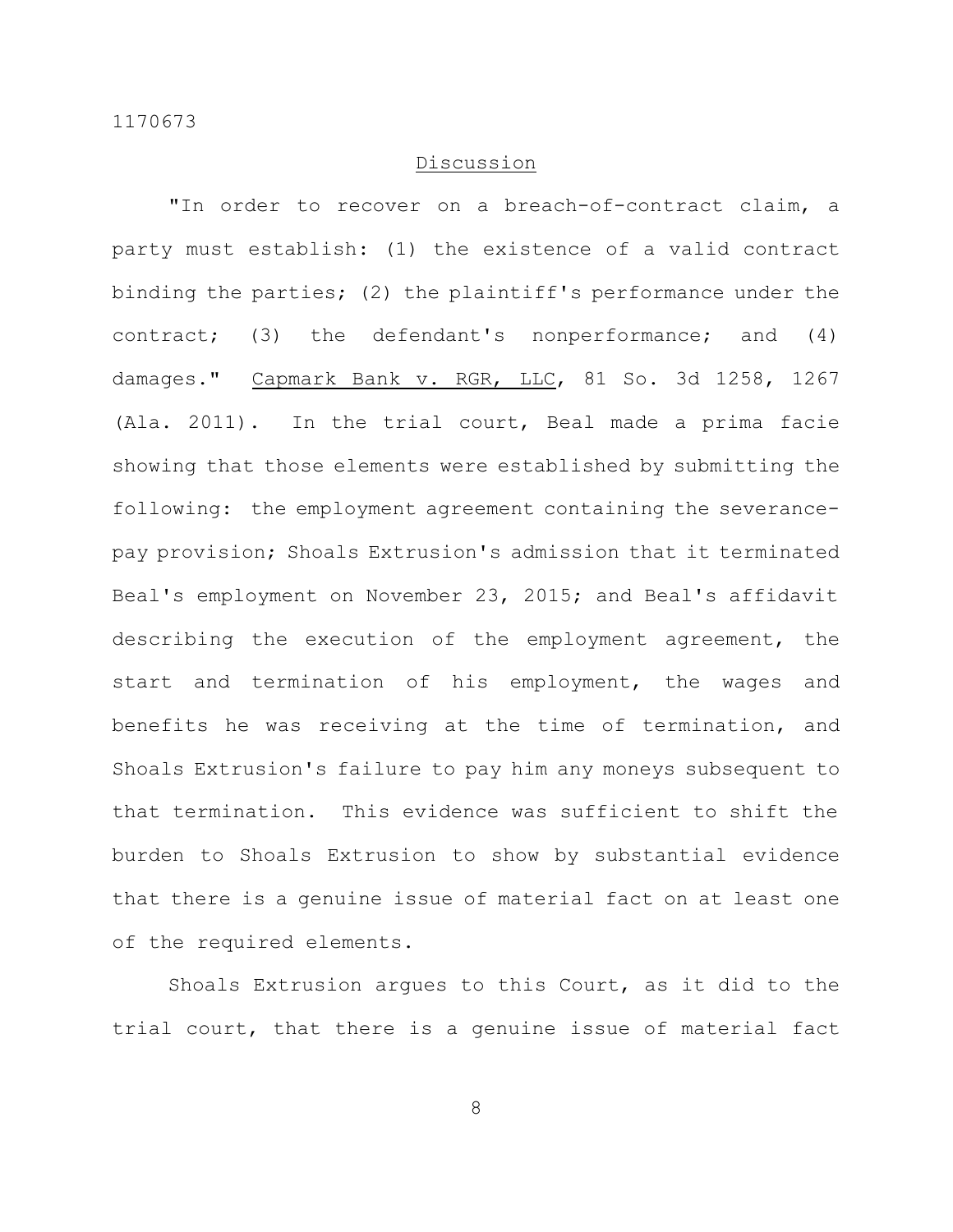## Discussion

"In order to recover on a breach-of-contract claim, a party must establish: (1) the existence of a valid contract binding the parties; (2) the plaintiff's performance under the contract; (3) the defendant's nonperformance; and (4) damages." Capmark Bank v. RGR, LLC, 81 So. 3d 1258, 1267 (Ala. 2011). In the trial court, Beal made a prima facie showing that those elements were established by submitting the following: the employment agreement containing the severance-pay provision; Shoals Extrusion's admission that it terminated Beal's employment on November 23, 2015; and Beal's affidavit describing the execution of the employment agreement, the start and termination of his employment, the wages and benefits he was receiving at the time of termination, and Shoals Extrusion's failure to pay him any moneys subsequent to that termination. This evidence was sufficient to shift the burden to Shoals Extrusion to show by substantial evidence that there is a genuine issue of material fact on at least one of the required elements.

Shoals Extrusion argues to this Court, as it did to the trial court, that there is a genuine issue of material fact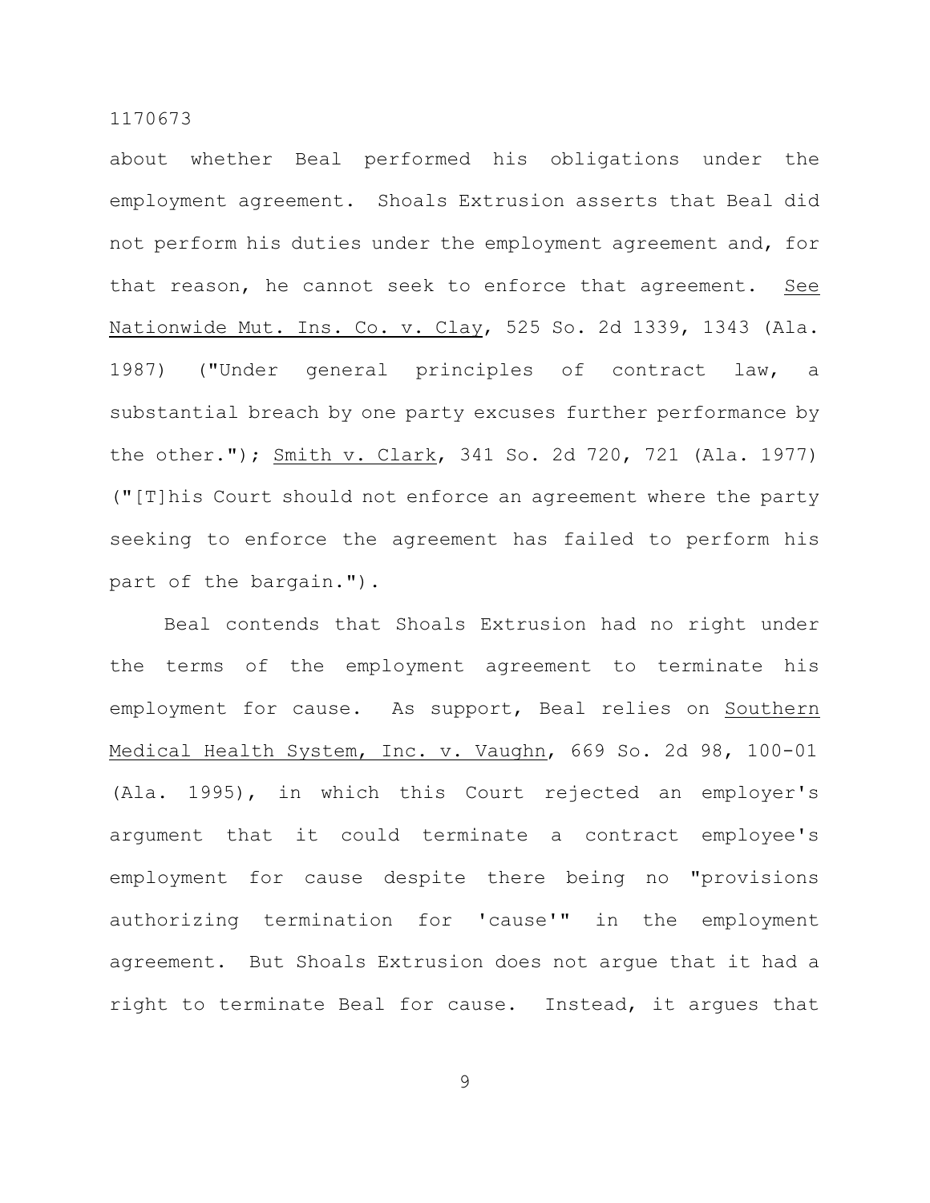about whether Beal performed his obligations under the employment agreement. Shoals Extrusion asserts that Beal did not perform his duties under the employment agreement and, for that reason, he cannot seek to enforce that agreement. See Nationwide Mut. Ins. Co. v. Clay, 525 So. 2d 1339, 1343 (Ala. 1987) ("Under general principles of contract law, a substantial breach by one party excuses further performance by the other."); Smith v. Clark, 341 So. 2d 720, 721 (Ala. 1977) ("[T]his Court should not enforce an agreement where the party seeking to enforce the agreement has failed to perform his part of the bargain.").

Beal contends that Shoals Extrusion had no right under the terms of the employment agreement to terminate his employment for cause. As support, Beal relies on Southern Medical Health System, Inc. v. Vaughn, 669 So. 2d 98, 100-01 (Ala. 1995), in which this Court rejected an employer's argument that it could terminate a contract employee's employment for cause despite there being no "provisions authorizing termination for 'cause'" in the employment agreement. But Shoals Extrusion does not argue that it had a right to terminate Beal for cause. Instead, it argues that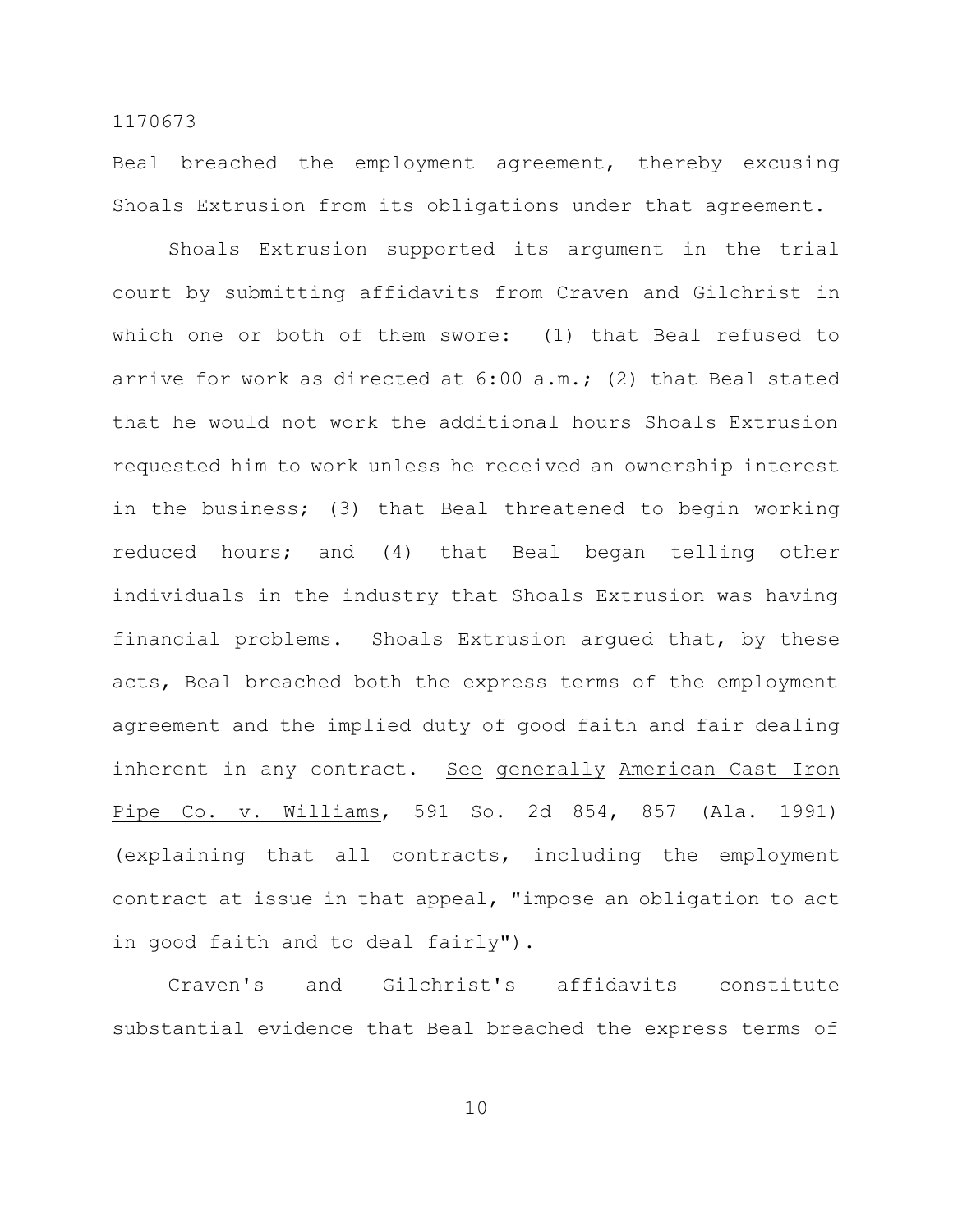Beal breached the employment agreement, thereby excusing Shoals Extrusion from its obligations under that agreement.

Shoals Extrusion supported its argument in the trial court by submitting affidavits from Craven and Gilchrist in which one or both of them swore: (1) that Beal refused to arrive for work as directed at 6:00 a.m.; (2) that Beal stated that he would not work the additional hours Shoals Extrusion requested him to work unless he received an ownership interest in the business; (3) that Beal threatened to begin working reduced hours; and (4) that Beal began telling other individuals in the industry that Shoals Extrusion was having financial problems. Shoals Extrusion argued that, by these acts, Beal breached both the express terms of the employment agreement and the implied duty of good faith and fair dealing inherent in any contract. See generally American Cast Iron Pipe Co. v. Williams, 591 So. 2d 854, 857 (Ala. 1991) (explaining that all contracts, including the employment contract at issue in that appeal, "impose an obligation to act in good faith and to deal fairly").

Craven's and Gilchrist's affidavits constitute substantial evidence that Beal breached the express terms of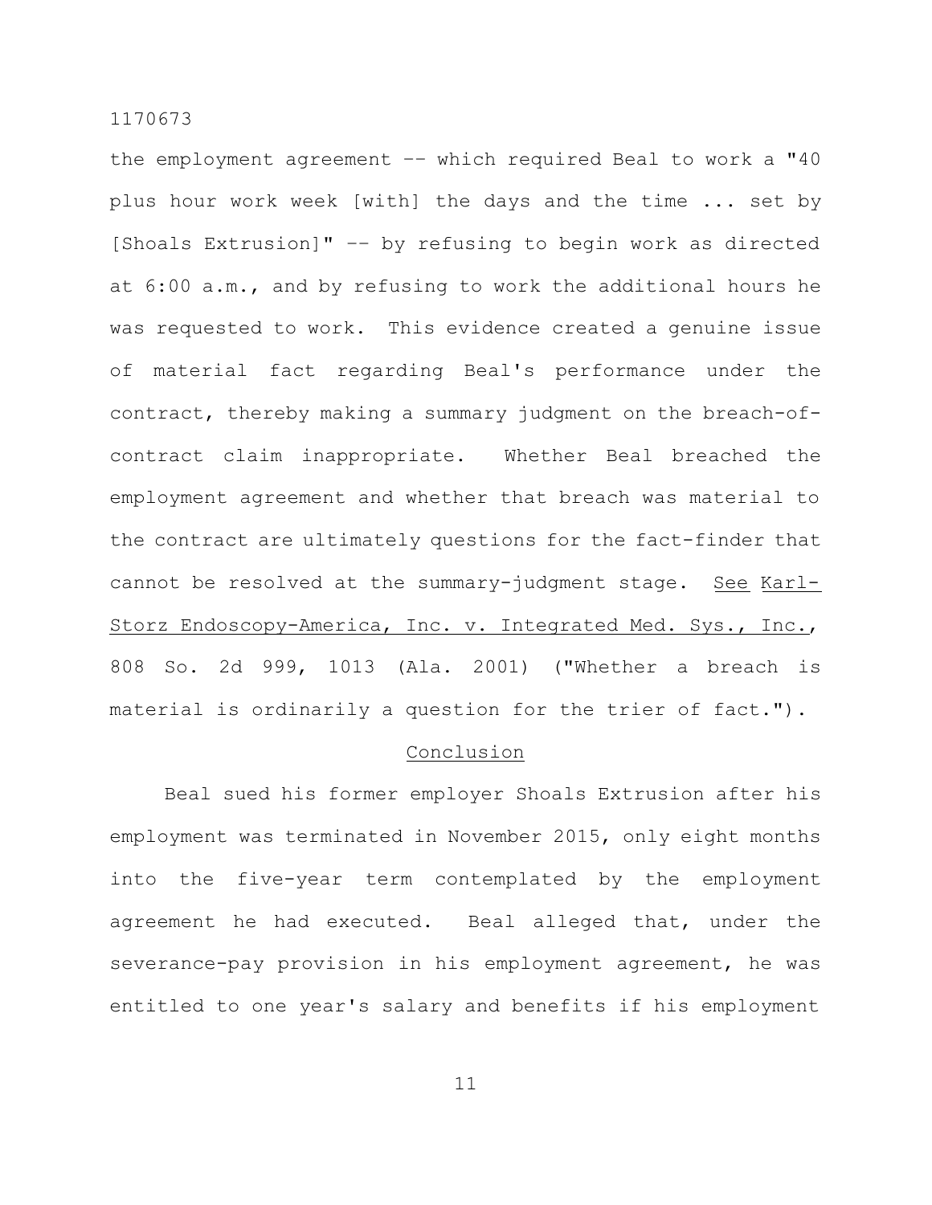the employment agreement -- which required Beal to work a "40 plus hour work week [with] the days and the time ... set by [Shoals Extrusion]" -- by refusing to begin work as directed at 6:00 a.m., and by refusing to work the additional hours he was requested to work. This evidence created a genuine issue of material fact regarding Beal's performance under the contract, thereby making a summary judgment on the breach-of-contract claim inappropriate. Whether Beal breached the employment agreement and whether that breach was material to the contract are ultimately questions for the fact-finder that cannot be resolved at the summary-judgment stage. <u>See</u> <u>Karl-Storz Endoscopy-America, Inc. v. Integrated Med. Sys., Inc.</u>, 808 So. 2d 999, 1013 (Ala. 2001) ("Whether a breach is material is ordinarily a question for the trier of fact.").

## Conclusion

Beal sued his former employer Shoals Extrusion after his employment was terminated in November 2015, only eight months into the five-year term contemplated by the employment agreement he had executed. Beal alleged that, under the severance-pay provision in his employment agreement, he was entitled to one year's salary and benefits if his employment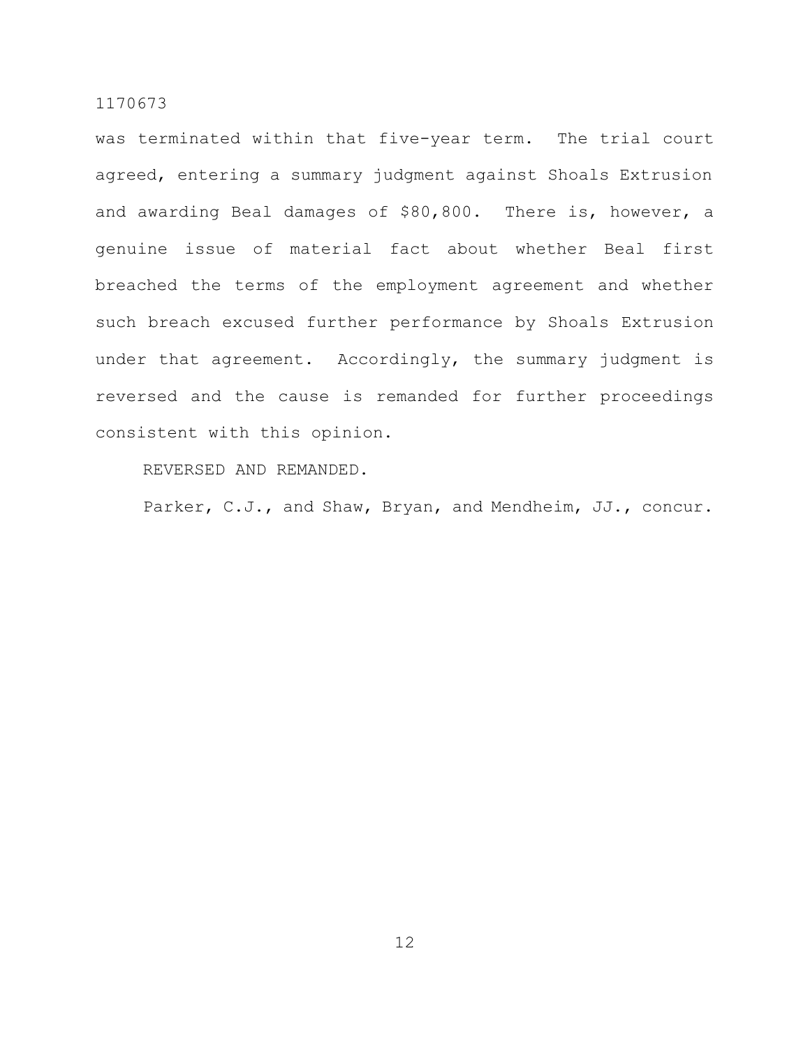was terminated within that five-year term. The trial court agreed, entering a summary judgment against Shoals Extrusion and awarding Beal damages of $80,800. There is, however, a genuine issue of material fact about whether Beal first breached the terms of the employment agreement and whether such breach excused further performance by Shoals Extrusion under that agreement. Accordingly, the summary judgment is reversed and the cause is remanded for further proceedings consistent with this opinion.

REVERSED AND REMANDED.

Parker, C.J., and Shaw, Bryan, and Mendheim, JJ., concur.